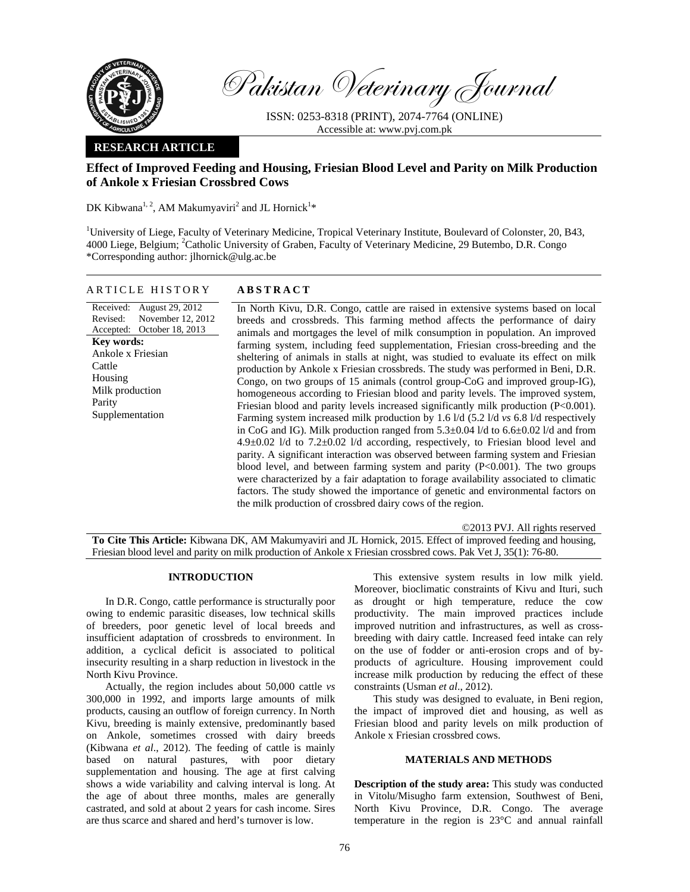Pakistan Veterinary Journal

ISSN: 0253-8318 (PRINT), 2074-7764 (ONLINE)
Accessible at: www.pvj.com.pk

**RESEARCH ARTICLE**

# Effect of Improved Feeding and Housing, Friesian Blood Level and Parity on Milk Production of Ankole x Friesian Crossbred Cows

DK Kibwana[1, 2], AM Makumyaviri[2] and JL Hornick[1]*

[1]University of Liege, Faculty of Veterinary Medicine, Tropical Veterinary Institute, Boulevard of Colonster, 20, B43, 4000 Liege, Belgium; [2]Catholic University of Graben, Faculty of Veterinary Medicine, 29 Butembo, D.R. Congo
*Corresponding author: jlhornick@ulg.ac.be

## ARTICLE HISTORY

Received: August 29, 2012
Revised: November 12, 2012
Accepted: October 18, 2013

**Key words:**
Ankole x Friesian
Cattle
Housing
Milk production
Parity
Supplementation

## ABSTRACT

In North Kivu, D.R. Congo, cattle are raised in extensive systems based on local breeds and crossbreds. This farming method affects the performance of dairy animals and mortgages the level of milk consumption in population. An improved farming system, including feed supplementation, Friesian cross-breeding and the sheltering of animals in stalls at night, was studied to evaluate its effect on milk production by Ankole x Friesian crossbreds. The study was performed in Beni, D.R. Congo, on two groups of 15 animals (control group-CoG and improved group-IG), homogeneous according to Friesian blood and parity levels. The improved system, Friesian blood and parity levels increased significantly milk production ($P<0.001$). Farming system increased milk production by 1.6 l/d (5.2 l/d *vs* 6.8 l/d respectively in CoG and IG). Milk production ranged from $5.3\pm0.04$ l/d to $6.6\pm0.02$ l/d and from $4.9\pm0.02$ l/d to $7.2\pm0.02$ l/d according, respectively, to Friesian blood level and parity. A significant interaction was observed between farming system and Friesian blood level, and between farming system and parity ($P<0.001$). The two groups were characterized by a fair adaptation to forage availability associated to climatic factors. The study showed the importance of genetic and environmental factors on the milk production of crossbred dairy cows of the region.

©2013 PVJ. All rights reserved

**To Cite This Article:** Kibwana DK, AM Makumyaviri and JL Hornick, 2015. Effect of improved feeding and housing, Friesian blood level and parity on milk production of Ankole x Friesian crossbred cows. Pak Vet J, 35(1): 76-80.

## INTRODUCTION

In D.R. Congo, cattle performance is structurally poor owing to endemic parasitic diseases, low technical skills of breeders, poor genetic level of local breeds and insufficient adaptation of crossbreds to environment. In addition, a cyclical deficit is associated to political insecurity resulting in a sharp reduction in livestock in the North Kivu Province.

Actually, the region includes about 50,000 cattle *vs* 300,000 in 1992, and imports large amounts of milk products, causing an outflow of foreign currency. In North Kivu, breeding is mainly extensive, predominantly based on Ankole, sometimes crossed with dairy breeds (Kibwana *et al*., 2012). The feeding of cattle is mainly based on natural pastures, with poor dietary supplementation and housing. The age at first calving shows a wide variability and calving interval is long. At the age of about three months, males are generally castrated, and sold at about 2 years for cash income. Sires are thus scarce and shared and herd's turnover is low.

This extensive system results in low milk yield. Moreover, bioclimatic constraints of Kivu and Ituri, such as drought or high temperature, reduce the cow productivity. The main improved practices include improved nutrition and infrastructures, as well as cross-breeding with dairy cattle. Increased feed intake can rely on the use of fodder or anti-erosion crops and of by-products of agriculture. Housing improvement could increase milk production by reducing the effect of these constraints (Usman *et al*., 2012).

This study was designed to evaluate, in Beni region, the impact of improved diet and housing, as well as Friesian blood and parity levels on milk production of Ankole x Friesian crossbred cows.

## MATERIALS AND METHODS

**Description of the study area:** This study was conducted in Vitolu/Misugho farm extension, Southwest of Beni, North Kivu Province, D.R. Congo. The average temperature in the region is 23°C and annual rainfall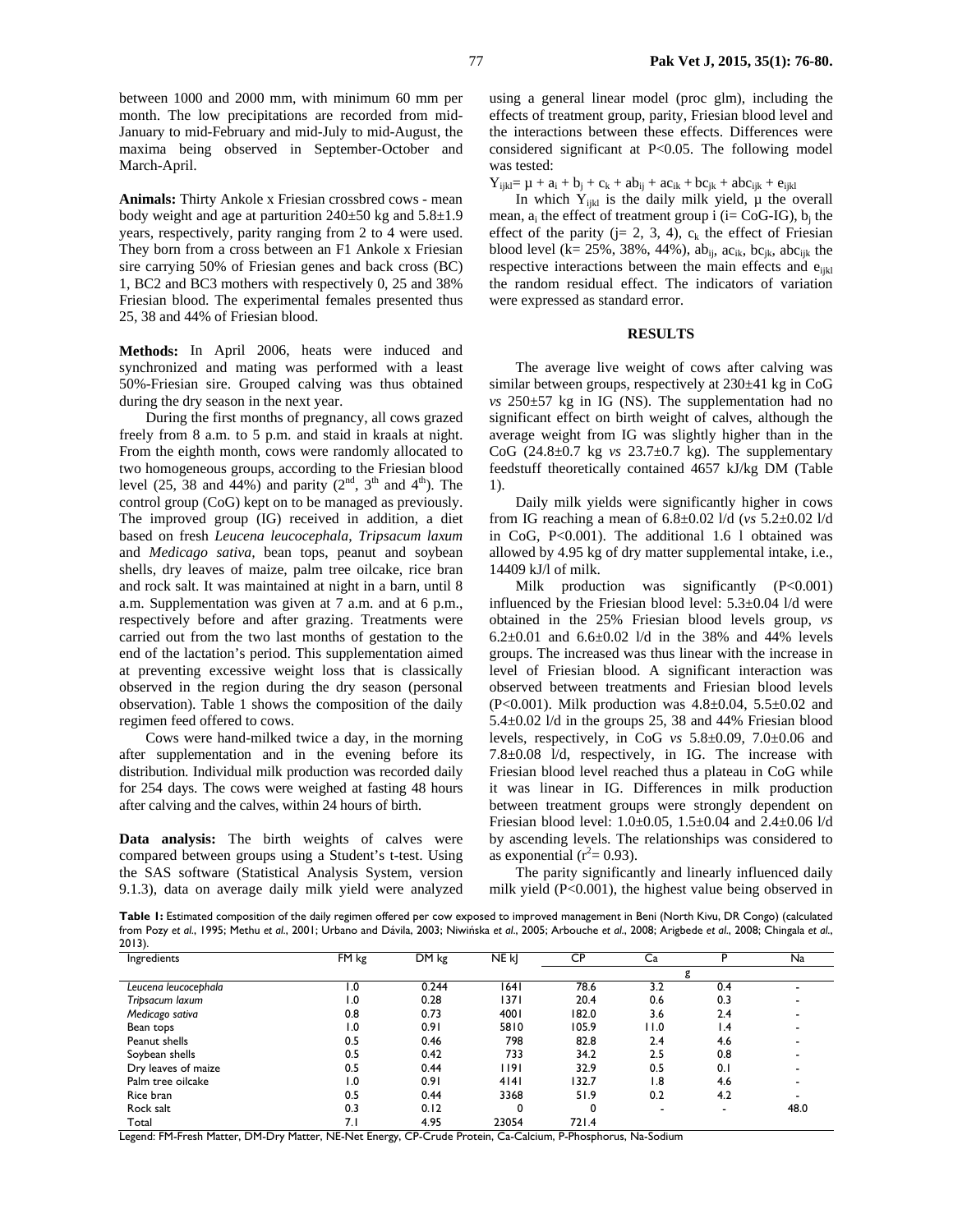between 1000 and 2000 mm, with minimum 60 mm per month. The low precipitations are recorded from mid-January to mid-February and mid-July to mid-August, the maxima being observed in September-October and March-April.

**Animals:** Thirty Ankole x Friesian crossbred cows - mean body weight and age at parturition 240±50 kg and 5.8±1.9 years, respectively, parity ranging from 2 to 4 were used. They born from a cross between an F1 Ankole x Friesian sire carrying 50% of Friesian genes and back cross (BC) 1, BC2 and BC3 mothers with respectively 0, 25 and 38% Friesian blood. The experimental females presented thus 25, 38 and 44% of Friesian blood.

**Methods:** In April 2006, heats were induced and synchronized and mating was performed with a least 50%-Friesian sire. Grouped calving was thus obtained during the dry season in the next year.

During the first months of pregnancy, all cows grazed freely from 8 a.m. to 5 p.m. and staid in kraals at night. From the eighth month, cows were randomly allocated to two homogeneous groups, according to the Friesian blood level (25, 38 and 44%) and parity ($2^{nd}$, $3^{th}$ and $4^{th}$). The control group (CoG) kept on to be managed as previously. The improved group (IG) received in addition, a diet based on fresh *Leucena leucocephala*, *Tripsacum laxum* and *Medicago sativa*, bean tops, peanut and soybean shells, dry leaves of maize, palm tree oilcake, rice bran and rock salt. It was maintained at night in a barn, until 8 a.m. Supplementation was given at 7 a.m. and at 6 p.m., respectively before and after grazing. Treatments were carried out from the two last months of gestation to the end of the lactation's period. This supplementation aimed at preventing excessive weight loss that is classically observed in the region during the dry season (personal observation). Table 1 shows the composition of the daily regimen feed offered to cows.

Cows were hand-milked twice a day, in the morning after supplementation and in the evening before its distribution. Individual milk production was recorded daily for 254 days. The cows were weighed at fasting 48 hours after calving and the calves, within 24 hours of birth.

**Data analysis:** The birth weights of calves were compared between groups using a Student's t-test. Using the SAS software (Statistical Analysis System, version 9.1.3), data on average daily milk yield were analyzed using a general linear model (proc glm), including the effects of treatment group, parity, Friesian blood level and the interactions between these effects. Differences were considered significant at P<0.05. The following model was tested:

$$Y_{ijkl} = \mu + a_i + b_j + c_k + ab_{ij} + ac_{ik} + bc_{jk} + abc_{ijk} + e_{ijkl}$$

In which $Y_{ijkl}$ is the daily milk yield, $\mu$ the overall mean, $a_i$ the effect of treatment group i (i= CoG-IG), $b_j$ the effect of the parity (j= 2, 3, 4), $c_k$ the effect of Friesian blood level (k= 25%, 38%, 44%), $ab_{ij}$, $ac_{ik}$, $bc_{jk}$, $abc_{ijk}$ the respective interactions between the main effects and $e_{ijkl}$ the random residual effect. The indicators of variation were expressed as standard error.

## RESULTS

The average live weight of cows after calving was similar between groups, respectively at 230±41 kg in CoG *vs* 250±57 kg in IG (NS). The supplementation had no significant effect on birth weight of calves, although the average weight from IG was slightly higher than in the CoG (24.8±0.7 kg *vs* 23.7±0.7 kg). The supplementary feedstuff theoretically contained 4657 kJ/kg DM (Table 1).

Daily milk yields were significantly higher in cows from IG reaching a mean of 6.8±0.02 l/d (*vs* 5.2±0.02 l/d in CoG, P<0.001). The additional 1.6 l obtained was allowed by 4.95 kg of dry matter supplemental intake, i.e., 14409 kJ/l of milk.

Milk production was significantly (P<0.001) influenced by the Friesian blood level: 5.3±0.04 l/d were obtained in the 25% Friesian blood levels group, *vs* 6.2±0.01 and 6.6±0.02 l/d in the 38% and 44% levels groups. The increased was thus linear with the increase in level of Friesian blood. A significant interaction was observed between treatments and Friesian blood levels (P<0.001). Milk production was 4.8±0.04, 5.5±0.02 and 5.4±0.02 l/d in the groups 25, 38 and 44% Friesian blood levels, respectively, in CoG *vs* 5.8±0.09, 7.0±0.06 and 7.8±0.08 l/d, respectively, in IG. The increase with Friesian blood level reached thus a plateau in CoG while it was linear in IG. Differences in milk production between treatment groups were strongly dependent on Friesian blood level: 1.0±0.05, 1.5±0.04 and 2.4±0.06 l/d by ascending levels. The relationships was considered to as exponential ($r^2$= 0.93).

The parity significantly and linearly influenced daily milk yield (P<0.001), the highest value being observed in

**Table 1:** Estimated composition of the daily regimen offered per cow exposed to improved management in Beni (North Kivu, DR Congo) (calculated from Pozy *et al*., 1995; Methu *et al*., 2001; Urbano and Dávila, 2003; Niwińska *et al*., 2005; Arbouche *et al*., 2008; Arigbede *et al*., 2008; Chingala *et al*., 2013).

| Ingredients | FM kg | DM kg | NE kJ | CP | Ca | P | Na |
|---|---|---|---|---|---|---|---|
| | | | | | g | | |
| *Leucena leucocephala* | 1.0 | 0.244 | 1641 | 78.6 | 3.2 | 0.4 | - |
| *Tripsacum laxum* | 1.0 | 0.28 | 1371 | 20.4 | 0.6 | 0.3 | - |
| *Medicago sativa* | 0.8 | 0.73 | 4001 | 182.0 | 3.6 | 2.4 | - |
| Bean tops | 1.0 | 0.91 | 5810 | 105.9 | 11.0 | 1.4 | - |
| Peanut shells | 0.5 | 0.46 | 798 | 82.8 | 2.4 | 4.6 | - |
| Soybean shells | 0.5 | 0.42 | 733 | 34.2 | 2.5 | 0.8 | - |
| Dry leaves of maize | 0.5 | 0.44 | 1191 | 32.9 | 0.5 | 0.1 | - |
| Palm tree oilcake | 1.0 | 0.91 | 4141 | 132.7 | 1.8 | 4.6 | - |
| Rice bran | 0.5 | 0.44 | 3368 | 51.9 | 0.2 | 4.2 | - |
| Rock salt | 0.3 | 0.12 | 0 | 0 | - | - | 48.0 |
| Total | 7.1 | 4.95 | 23054 | 721.4 | | | |

Legend: FM-Fresh Matter, DM-Dry Matter, NE-Net Energy, CP-Crude Protein, Ca-Calcium, P-Phosphorus, Na-Sodium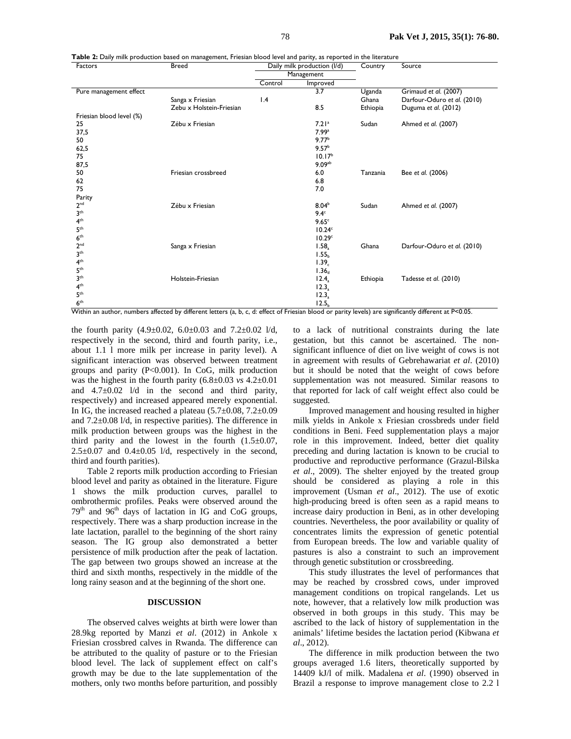**Table 2:** Daily milk production based on management, Friesian blood level and parity, as reported in the literature

| Factors | Breed | Daily milk production (l/d) | | Country | Source |
|---|---|---|---|---|---|
| | | Management | | | |
| | | Control | Improved | | |
| Pure management effect | | | 3.7 | Uganda | Grimaud *et al.* (2007) |
| | Sanga x Friesian | 1.4 | | Ghana | Darfour-Oduro *et al.* (2010) |
| | Zebu x Holstein-Friesian | | 8.5 | Ethiopia | Duguma *et al.* (2012) |
| Friesian blood level (%) | | | | | |
| 25 | Zébu x Friesian | | $7.21^{a}$ | Sudan | Ahmed *et al.* (2007) |
| 37,5 | | | $7.99^{a}$ | | |
| 50 | | | $9.77^{b}$ | | |
| 62,5 | | | $9.57^{b}$ | | |
| 75 | | | $10.17^{b}$ | | |
| 87,5 | | | $9.09^{ab}$ | | |
| 50 | Friesian crossbreed | | 6.0 | Tanzania | Bee *et al.* (2006) |
| 62 | | | 6.8 | | |
| 75 | | | 7.0 | | |
| Parity | | | | | |
| 2nd | Zébu x Friesian | | $8.04^{b}$ | Sudan | Ahmed *et al.* (2007) |
| 3th | | | $9.4^{c}$ | | |
| 4th | | | $9.65^{c}$ | | |
| 5th | | | $10.24^{c}$ | | |
| 6th | | | $10.29^{c}$ | | |
| 2nd | Sanga x Friesian | | $1.58_{a}$ | Ghana | Darfour-Oduro *et al.* (2010) |
| 3th | | | $1.55_{b}$ | | |
| 4th | | | $1.39_{c}$ | | |
| 5th | | | $1.36_{d}$ | | |
| 3th | Holstein-Friesian | | $12.4_{a}$ | Ethiopia | Tadesse *et al.* (2010) |
| 4th | | | $12.3_{a}$ | | |
| 5th | | | $12.3_{a}$ | | |
| 6th | | | $12.5_{b}$ | | |

Within an author, numbers affected by different letters (a, b, c, d: effect of Friesian blood or parity levels) are significantly different at P<0.05.

the fourth parity (4.9±0.02, 6.0±0.03 and 7.2±0.02 l/d, respectively in the second, third and fourth parity, i.e., about 1.1 l more milk per increase in parity level). A significant interaction was observed between treatment groups and parity (P<0.001). In CoG, milk production was the highest in the fourth parity (6.8±0.03 *vs* 4.2±0.01 and 4.7±0.02 l/d in the second and third parity, respectively) and increased appeared merely exponential. In IG, the increased reached a plateau (5.7±0.08, 7.2±0.09 and 7.2±0.08 l/d, in respective parities). The difference in milk production between groups was the highest in the third parity and the lowest in the fourth (1.5±0.07, 2.5±0.07 and 0.4±0.05 l/d, respectively in the second, third and fourth parities).

Table 2 reports milk production according to Friesian blood level and parity as obtained in the literature. Figure 1 shows the milk production curves, parallel to ombrothermic profiles. Peaks were observed around the 79th and 96th days of lactation in IG and CoG groups, respectively. There was a sharp production increase in the late lactation, parallel to the beginning of the short rainy season. The IG group also demonstrated a better persistence of milk production after the peak of lactation. The gap between two groups showed an increase at the third and sixth months, respectively in the middle of the long rainy season and at the beginning of the short one.

## DISCUSSION

The observed calves weights at birth were lower than 28.9kg reported by Manzi *et al*. (2012) in Ankole x Friesian crossbred calves in Rwanda. The difference can be attributed to the quality of pasture or to the Friesian blood level. The lack of supplement effect on calf's growth may be due to the late supplementation of the mothers, only two months before parturition, and possibly to a lack of nutritional constraints during the late gestation, but this cannot be ascertained. The non-significant influence of diet on live weight of cows is not in agreement with results of Gebrehawariat *et al*. (2010) but it should be noted that the weight of cows before supplementation was not measured. Similar reasons to that reported for lack of calf weight effect also could be suggested.

Improved management and housing resulted in higher milk yields in Ankole x Friesian crossbreds under field conditions in Beni. Feed supplementation plays a major role in this improvement. Indeed, better diet quality preceding and during lactation is known to be crucial to productive and reproductive performance (Grazul-Bilska *et al*., 2009). The shelter enjoyed by the treated group should be considered as playing a role in this improvement (Usman *et al*., 2012). The use of exotic high-producing breed is often seen as a rapid means to increase dairy production in Beni, as in other developing countries. Nevertheless, the poor availability or quality of concentrates limits the expression of genetic potential from European breeds. The low and variable quality of pastures is also a constraint to such an improvement through genetic substitution or crossbreeding.

This study illustrates the level of performances that may be reached by crossbred cows, under improved management conditions on tropical rangelands. Let us note, however, that a relatively low milk production was observed in both groups in this study. This may be ascribed to the lack of history of supplementation in the animals' lifetime besides the lactation period (Kibwana *et al*., 2012).

The difference in milk production between the two groups averaged 1.6 liters, theoretically supported by 14409 kJ/l of milk. Madalena *et al*. (1990) observed in Brazil a response to improve management close to 2.2 l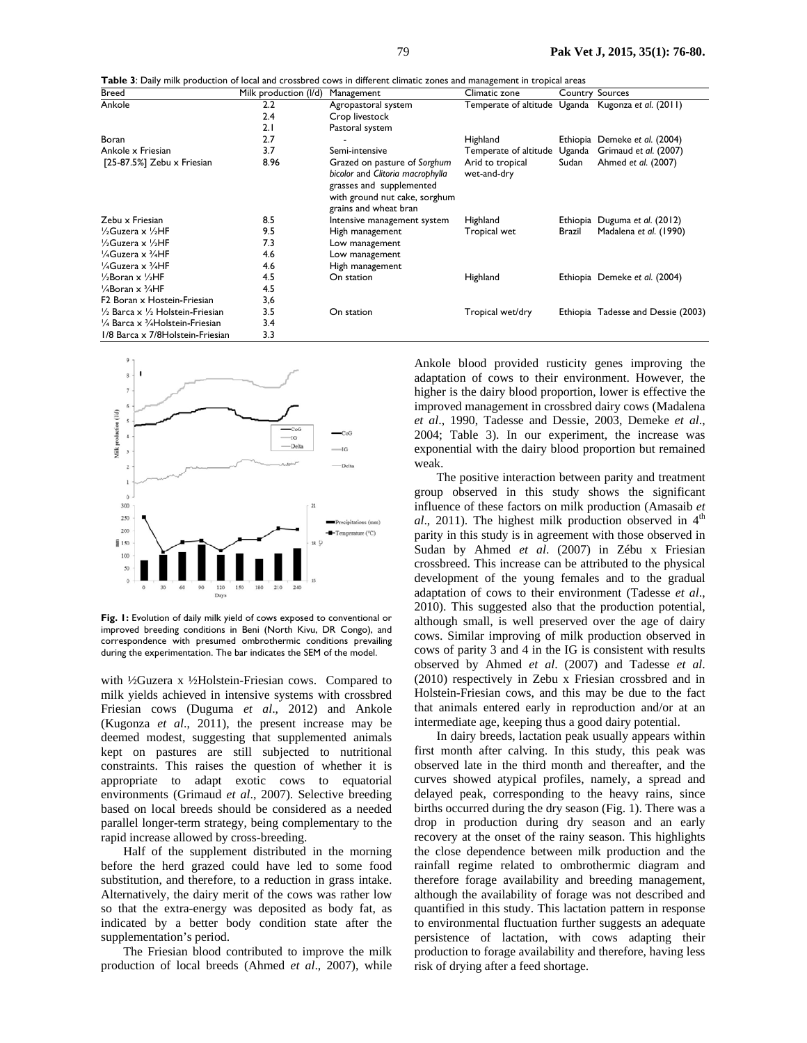**Table 3**: Daily milk production of local and crossbred cows in different climatic zones and management in tropical areas

| Breed | Milk production (l/d) | Management | Climatic zone | Country | Sources |
|---|---|---|---|---|---|
| Ankole | 2.2 | Agropastoral system | Temperate of altitude | Uganda | Kugonza *et al.* (2011) |
| | 2.4 | Crop livestock | | | |
| | 2.1 | Pastoral system | | | |
| Boran | 2.7 | - | Highland | Ethiopia | Demeke *et al.* (2004) |
| Ankole x Friesian | 3.7 | Semi-intensive | Temperate of altitude | Uganda | Grimaud *et al.* (2007) |
| [25-87.5%] Zebu x Friesian | 8.96 | Grazed on pasture of *Sorghum bicolor* and *Clitoria macrophylla* grasses and supplemented with ground nut cake, sorghum grains and wheat bran | Arid to tropical wet-and-dry | Sudan | Ahmed *et al.* (2007) |
| Zebu x Friesian | 8.5 | Intensive management system | Highland | Ethiopia | Duguma *et al.* (2012) |
| ½Guzera x ½HF | 9.5 | High management | Tropical wet | Brazil | Madalena *et al.* (1990) |
| ½Guzera x ½HF | 7.3 | Low management | | | |
| ¼Guzera x ¾HF | 4.6 | Low management | | | |
| ¼Guzera x ¾HF | 4.6 | High management | | | |
| ½Boran x ½HF | 4.5 | On station | Highland | Ethiopia | Demeke *et al.* (2004) |
| ¼Boran x ¾HF | 4.5 | | | | |
| F2 Boran x Hostein-Friesian | 3,6 | | | | |
| ½ Barca x ½ Holstein-Friesian | 3.5 | On station | Tropical wet/dry | Ethiopia | Tadesse and Dessie (2003) |
| ¼ Barca x ¾Holstein-Friesian | 3.4 | | | | |
| 1/8 Barca x 7/8Holstein-Friesian | 3.3 | | | | |

**Fig. 1:** Evolution of daily milk yield of cows exposed to conventional or improved breeding conditions in Beni (North Kivu, DR Congo), and correspondence with presumed ombrothermic conditions prevailing during the experimentation. The bar indicates the SEM of the model.

with ½Guzera x ½Holstein-Friesian cows. Compared to milk yields achieved in intensive systems with crossbred Friesian cows (Duguma *et al*., 2012) and Ankole (Kugonza *et al*., 2011), the present increase may be deemed modest, suggesting that supplemented animals kept on pastures are still subjected to nutritional constraints. This raises the question of whether it is appropriate to adapt exotic cows to equatorial environments (Grimaud *et al*., 2007). Selective breeding based on local breeds should be considered as a needed parallel longer-term strategy, being complementary to the rapid increase allowed by cross-breeding.

Half of the supplement distributed in the morning before the herd grazed could have led to some food substitution, and therefore, to a reduction in grass intake. Alternatively, the dairy merit of the cows was rather low so that the extra-energy was deposited as body fat, as indicated by a better body condition state after the supplementation's period.

The Friesian blood contributed to improve the milk production of local breeds (Ahmed *et al*., 2007), while Ankole blood provided rusticity genes improving the adaptation of cows to their environment. However, the higher is the dairy blood proportion, lower is effective the improved management in crossbred dairy cows (Madalena *et al*., 1990, Tadesse and Dessie, 2003, Demeke *et al*., 2004; Table 3). In our experiment, the increase was exponential with the dairy blood proportion but remained weak.

The positive interaction between parity and treatment group observed in this study shows the significant influence of these factors on milk production (Amasaib *et al*., 2011). The highest milk production observed in 4th parity in this study is in agreement with those observed in Sudan by Ahmed *et al*. (2007) in Zébu x Friesian crossbreed. This increase can be attributed to the physical development of the young females and to the gradual adaptation of cows to their environment (Tadesse *et al*., 2010). This suggested also that the production potential, although small, is well preserved over the age of dairy cows. Similar improving of milk production observed in cows of parity 3 and 4 in the IG is consistent with results observed by Ahmed *et al*. (2007) and Tadesse *et al*. (2010) respectively in Zebu x Friesian crossbred and in Holstein-Friesian cows, and this may be due to the fact that animals entered early in reproduction and/or at an intermediate age, keeping thus a good dairy potential.

In dairy breeds, lactation peak usually appears within first month after calving. In this study, this peak was observed late in the third month and thereafter, and the curves showed atypical profiles, namely, a spread and delayed peak, corresponding to the heavy rains, since births occurred during the dry season (Fig. 1). There was a drop in production during dry season and an early recovery at the onset of the rainy season. This highlights the close dependence between milk production and the rainfall regime related to ombrothermic diagram and therefore forage availability and breeding management, although the availability of forage was not described and quantified in this study. This lactation pattern in response to environmental fluctuation further suggests an adequate persistence of lactation, with cows adapting their production to forage availability and therefore, having less risk of drying after a feed shortage.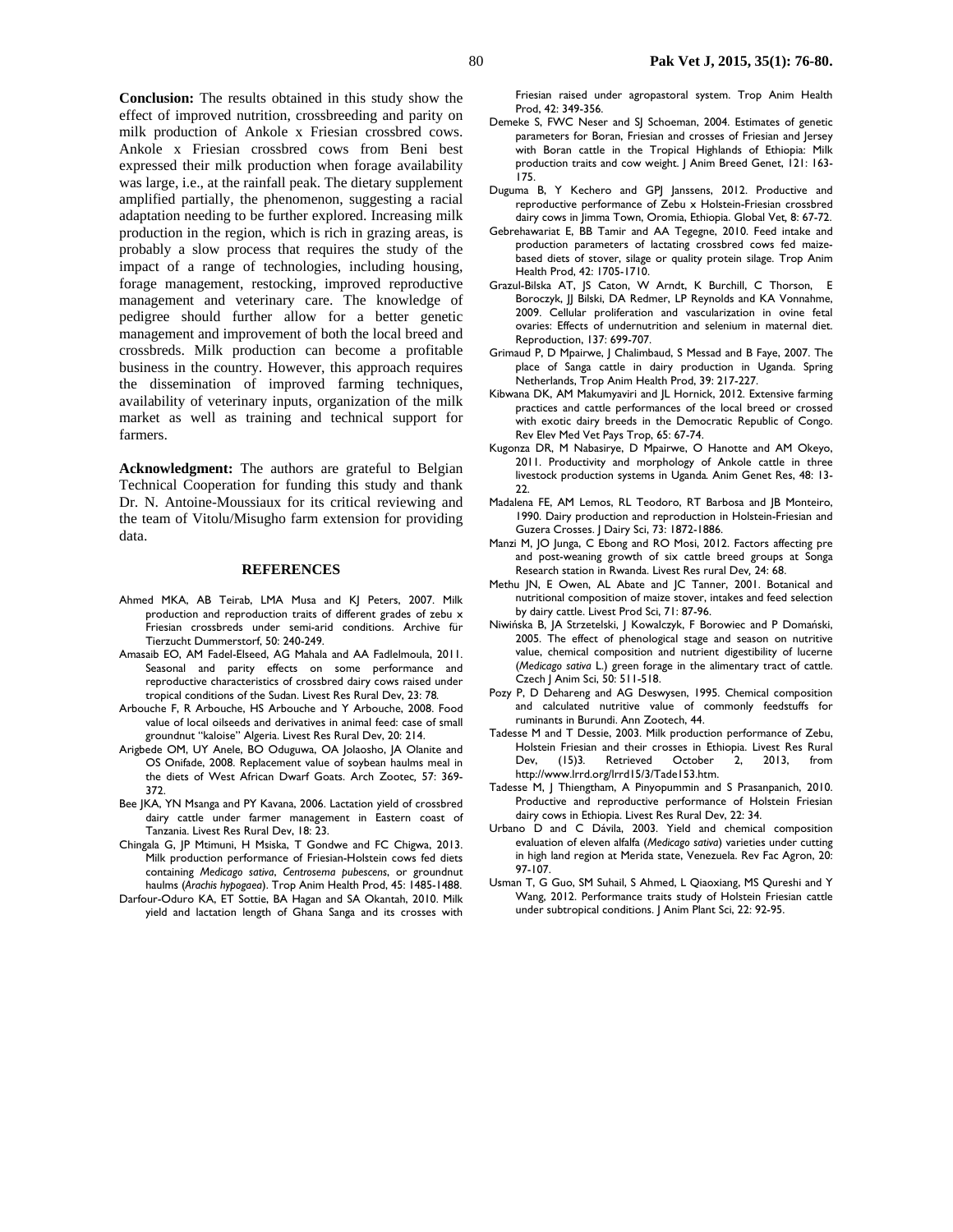**Conclusion:** The results obtained in this study show the effect of improved nutrition, crossbreeding and parity on milk production of Ankole x Friesian crossbred cows. Ankole x Friesian crossbred cows from Beni best expressed their milk production when forage availability was large, i.e., at the rainfall peak. The dietary supplement amplified partially, the phenomenon, suggesting a racial adaptation needing to be further explored. Increasing milk production in the region, which is rich in grazing areas, is probably a slow process that requires the study of the impact of a range of technologies, including housing, forage management, restocking, improved reproductive management and veterinary care. The knowledge of pedigree should further allow for a better genetic management and improvement of both the local breed and crossbreds. Milk production can become a profitable business in the country. However, this approach requires the dissemination of improved farming techniques, availability of veterinary inputs, organization of the milk market as well as training and technical support for farmers.

**Acknowledgment:** The authors are grateful to Belgian Technical Cooperation for funding this study and thank Dr. N. Antoine-Moussiaux for its critical reviewing and the team of Vitolu/Misugho farm extension for providing data.

## REFERENCES

Ahmed MKA, AB Teirab, LMA Musa and KJ Peters, 2007. Milk production and reproduction traits of different grades of zebu x Friesian crossbreds under semi-arid conditions. Archive für Tierzucht Dummerstorf, 50: 240-249.

Amasaib EO, AM Fadel-Elseed, AG Mahala and AA Fadlelmoula, 2011. Seasonal and parity effects on some performance and reproductive characteristics of crossbred dairy cows raised under tropical conditions of the Sudan. Livest Res Rural Dev, 23: 78.

Arbouche F, R Arbouche, HS Arbouche and Y Arbouche, 2008. Food value of local oilseeds and derivatives in animal feed: case of small groundnut "kaloise" Algeria. Livest Res Rural Dev, 20: 214.

Arigbede OM, UY Anele, BO Oduguwa, OA Jolaosho, JA Olanite and OS Onifade, 2008. Replacement value of soybean haulms meal in the diets of West African Dwarf Goats. Arch Zootec, 57: 369-372.

Bee JKA, YN Msanga and PY Kavana, 2006. Lactation yield of crossbred dairy cattle under farmer management in Eastern coast of Tanzania. Livest Res Rural Dev, 18: 23.

Chingala G, JP Mtimuni, H Msiska, T Gondwe and FC Chigwa, 2013. Milk production performance of Friesian-Holstein cows fed diets containing *Medicago sativa*, *Centrosema pubescens*, or groundnut haulms (*Arachis hypogaea*). Trop Anim Health Prod, 45: 1485-1488.

Darfour-Oduro KA, ET Sottie, BA Hagan and SA Okantah, 2010. Milk yield and lactation length of Ghana Sanga and its crosses with Friesian raised under agropastoral system. Trop Anim Health Prod, 42: 349-356.

Demeke S, FWC Neser and SJ Schoeman, 2004. Estimates of genetic parameters for Boran, Friesian and crosses of Friesian and Jersey with Boran cattle in the Tropical Highlands of Ethiopia: Milk production traits and cow weight. J Anim Breed Genet, 121: 163-175.

Duguma B, Y Kechero and GPJ Janssens, 2012. Productive and reproductive performance of Zebu x Holstein-Friesian crossbred dairy cows in Jimma Town, Oromia, Ethiopia. Global Vet, 8: 67-72.

Gebrehawariat E, BB Tamir and AA Tegegne, 2010. Feed intake and production parameters of lactating crossbred cows fed maize-based diets of stover, silage or quality protein silage. Trop Anim Health Prod, 42: 1705-1710.

Grazul-Bilska AT, JS Caton, W Arndt, K Burchill, C Thorson, E Boroczyk, JJ Bilski, DA Redmer, LP Reynolds and KA Vonnahme, 2009. Cellular proliferation and vascularization in ovine fetal ovaries: Effects of undernutrition and selenium in maternal diet. Reproduction, 137: 699-707.

Grimaud P, D Mpairwe, J Chalimbaud, S Messad and B Faye, 2007. The place of Sanga cattle in dairy production in Uganda. Spring Netherlands, Trop Anim Health Prod, 39: 217-227.

Kibwana DK, AM Makumyaviri and JL Hornick, 2012. Extensive farming practices and cattle performances of the local breed or crossed with exotic dairy breeds in the Democratic Republic of Congo. Rev Elev Med Vet Pays Trop, 65: 67-74.

Kugonza DR, M Nabasirye, D Mpairwe, O Hanotte and AM Okeyo, 2011. Productivity and morphology of Ankole cattle in three livestock production systems in Uganda. Anim Genet Res, 48: 13-22.

Madalena FE, AM Lemos, RL Teodoro, RT Barbosa and JB Monteiro, 1990. Dairy production and reproduction in Holstein-Friesian and Guzera Crosses. J Dairy Sci, 73: 1872-1886.

Manzi M, JO Junga, C Ebong and RO Mosi, 2012. Factors affecting pre and post-weaning growth of six cattle breed groups at Songa Research station in Rwanda. Livest Res rural Dev, 24: 68.

Methu JN, E Owen, AL Abate and JC Tanner, 2001. Botanical and nutritional composition of maize stover, intakes and feed selection by dairy cattle. Livest Prod Sci, 71: 87-96.

Niwińska B, JA Strzetelski, J Kowalczyk, F Borowiec and P Domański, 2005. The effect of phenological stage and season on nutritive value, chemical composition and nutrient digestibility of lucerne (*Medicago sativa* L.) green forage in the alimentary tract of cattle. Czech J Anim Sci, 50: 511-518.

Pozy P, D Dehareng and AG Deswysen, 1995. Chemical composition and calculated nutritive value of commonly feedstuffs for ruminants in Burundi. Ann Zootech, 44.

Tadesse M and T Dessie, 2003. Milk production performance of Zebu, Holstein Friesian and their crosses in Ethiopia. Livest Res Rural Dev, (15)3. Retrieved October 2, 2013, from http://www.lrrd.org/lrrd15/3/Tade153.htm.

Tadesse M, J Thiengtham, A Pinyopummin and S Prasanpanich, 2010. Productive and reproductive performance of Holstein Friesian dairy cows in Ethiopia. Livest Res Rural Dev, 22: 34.

Urbano D and C Dávila, 2003. Yield and chemical composition evaluation of eleven alfalfa (*Medicago sativa*) varieties under cutting in high land region at Merida state, Venezuela. Rev Fac Agron, 20: 97-107.

Usman T, G Guo, SM Suhail, S Ahmed, L Qiaoxiang, MS Qureshi and Y Wang, 2012. Performance traits study of Holstein Friesian cattle under subtropical conditions. J Anim Plant Sci, 22: 92-95.